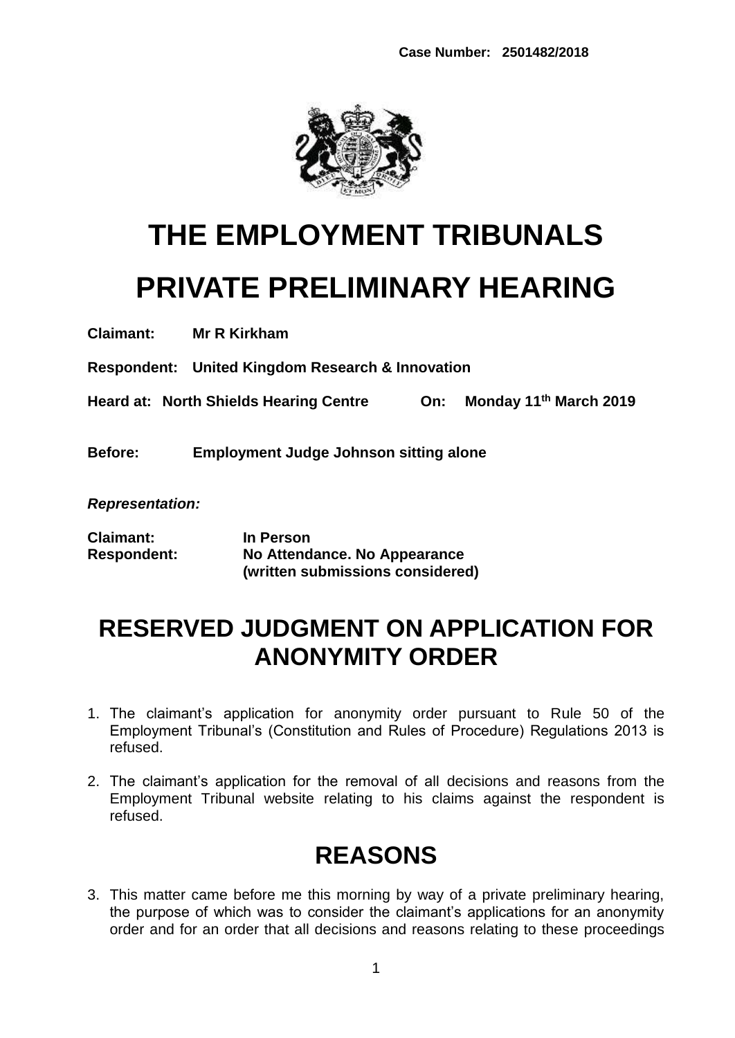**Case Number: 2501482/2018**

# THE EMPLOYMENT TRIBUNALS

# PRIVATE PRELIMINARY HEARING

**Claimant:** **Mr R Kirkham**

**Respondent:** **United Kingdom Research & Innovation**

**Heard at:** **North Shields Hearing Centre** **On:** **Monday 11th March 2019**

**Before:** **Employment Judge Johnson sitting alone**

***Representation:***

**Claimant:** **In Person**
**Respondent:** **No Attendance. No Appearance (written submissions considered)**

## RESERVED JUDGMENT ON APPLICATION FOR ANONYMITY ORDER

1. The claimant's application for anonymity order pursuant to Rule 50 of the Employment Tribunal's (Constitution and Rules of Procedure) Regulations 2013 is refused.

2. The claimant's application for the removal of all decisions and reasons from the Employment Tribunal website relating to his claims against the respondent is refused.

## REASONS

3. This matter came before me this morning by way of a private preliminary hearing, the purpose of which was to consider the claimant's applications for an anonymity order and for an order that all decisions and reasons relating to these proceedings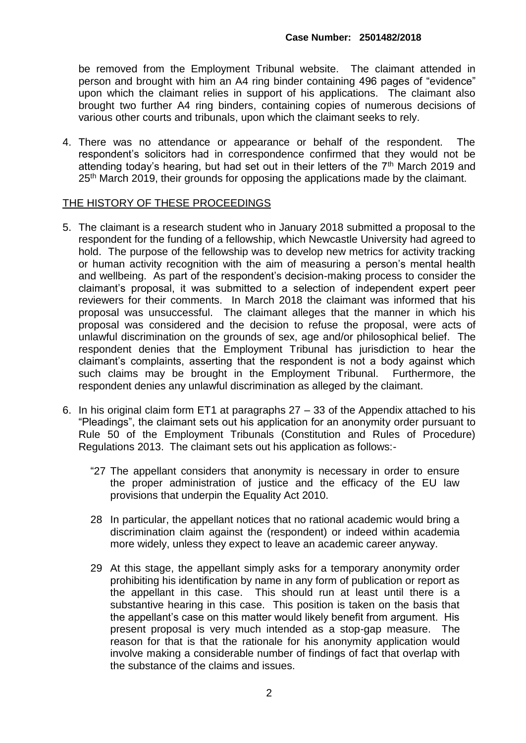be removed from the Employment Tribunal website. The claimant attended in person and brought with him an A4 ring binder containing 496 pages of "evidence" upon which the claimant relies in support of his applications. The claimant also brought two further A4 ring binders, containing copies of numerous decisions of various other courts and tribunals, upon which the claimant seeks to rely.

4. There was no attendance or appearance or behalf of the respondent. The respondent's solicitors had in correspondence confirmed that they would not be attending today's hearing, but had set out in their letters of the 7th March 2019 and 25th March 2019, their grounds for opposing the applications made by the claimant.

## THE HISTORY OF THESE PROCEEDINGS

5. The claimant is a research student who in January 2018 submitted a proposal to the respondent for the funding of a fellowship, which Newcastle University had agreed to hold. The purpose of the fellowship was to develop new metrics for activity tracking or human activity recognition with the aim of measuring a person's mental health and wellbeing. As part of the respondent's decision-making process to consider the claimant's proposal, it was submitted to a selection of independent expert peer reviewers for their comments. In March 2018 the claimant was informed that his proposal was unsuccessful. The claimant alleges that the manner in which his proposal was considered and the decision to refuse the proposal, were acts of unlawful discrimination on the grounds of sex, age and/or philosophical belief. The respondent denies that the Employment Tribunal has jurisdiction to hear the claimant's complaints, asserting that the respondent is not a body against which such claims may be brought in the Employment Tribunal. Furthermore, the respondent denies any unlawful discrimination as alleged by the claimant.

6. In his original claim form ET1 at paragraphs 27 – 33 of the Appendix attached to his "Pleadings", the claimant sets out his application for an anonymity order pursuant to Rule 50 of the Employment Tribunals (Constitution and Rules of Procedure) Regulations 2013. The claimant sets out his application as follows:-

   "27 The appellant considers that anonymity is necessary in order to ensure the proper administration of justice and the efficacy of the EU law provisions that underpin the Equality Act 2010.

   28 In particular, the appellant notices that no rational academic would bring a discrimination claim against the (respondent) or indeed within academia more widely, unless they expect to leave an academic career anyway.

   29 At this stage, the appellant simply asks for a temporary anonymity order prohibiting his identification by name in any form of publication or report as the appellant in this case. This should run at least until there is a substantive hearing in this case. This position is taken on the basis that the appellant's case on this matter would likely benefit from argument. His present proposal is very much intended as a stop-gap measure. The reason for that is that the rationale for his anonymity application would involve making a considerable number of findings of fact that overlap with the substance of the claims and issues.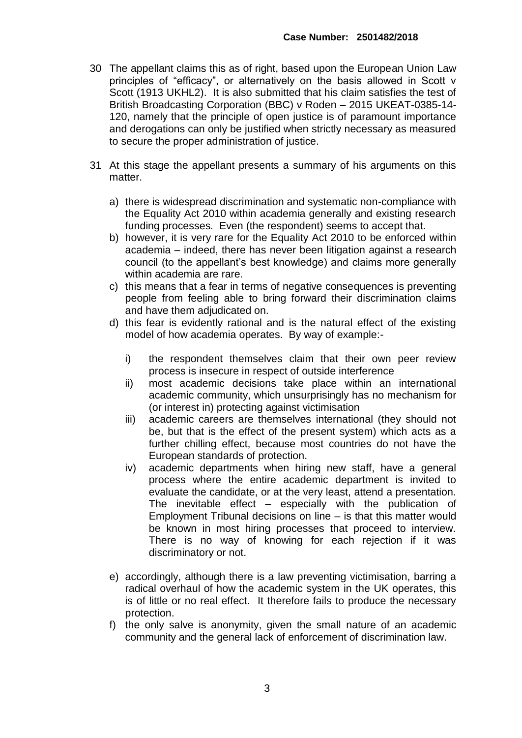30 The appellant claims this as of right, based upon the European Union Law principles of "efficacy", or alternatively on the basis allowed in Scott v Scott (1913 UKHL2). It is also submitted that his claim satisfies the test of British Broadcasting Corporation (BBC) v Roden – 2015 UKEAT-0385-14-120, namely that the principle of open justice is of paramount importance and derogations can only be justified when strictly necessary as measured to secure the proper administration of justice.

31 At this stage the appellant presents a summary of his arguments on this matter.

a) there is widespread discrimination and systematic non-compliance with the Equality Act 2010 within academia generally and existing research funding processes. Even (the respondent) seems to accept that.

b) however, it is very rare for the Equality Act 2010 to be enforced within academia – indeed, there has never been litigation against a research council (to the appellant's best knowledge) and claims more generally within academia are rare.

c) this means that a fear in terms of negative consequences is preventing people from feeling able to bring forward their discrimination claims and have them adjudicated on.

d) this fear is evidently rational and is the natural effect of the existing model of how academia operates. By way of example:-

   i) the respondent themselves claim that their own peer review process is insecure in respect of outside interference

   ii) most academic decisions take place within an international academic community, which unsurprisingly has no mechanism for (or interest in) protecting against victimisation

   iii) academic careers are themselves international (they should not be, but that is the effect of the present system) which acts as a further chilling effect, because most countries do not have the European standards of protection.

   iv) academic departments when hiring new staff, have a general process where the entire academic department is invited to evaluate the candidate, or at the very least, attend a presentation. The inevitable effect – especially with the publication of Employment Tribunal decisions on line – is that this matter would be known in most hiring processes that proceed to interview. There is no way of knowing for each rejection if it was discriminatory or not.

e) accordingly, although there is a law preventing victimisation, barring a radical overhaul of how the academic system in the UK operates, this is of little or no real effect. It therefore fails to produce the necessary protection.

f) the only salve is anonymity, given the small nature of an academic community and the general lack of enforcement of discrimination law.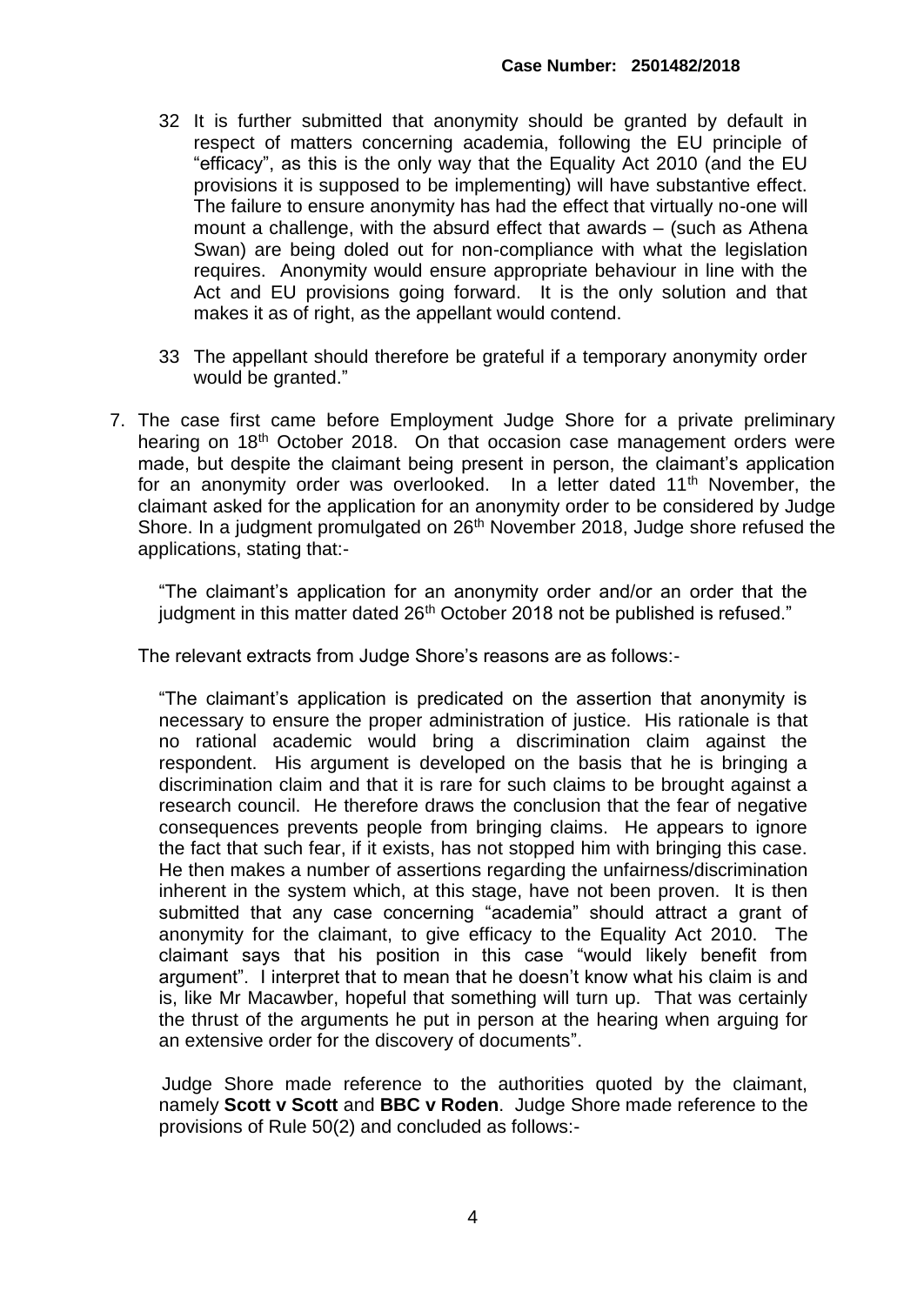32 It is further submitted that anonymity should be granted by default in respect of matters concerning academia, following the EU principle of "efficacy", as this is the only way that the Equality Act 2010 (and the EU provisions it is supposed to be implementing) will have substantive effect. The failure to ensure anonymity has had the effect that virtually no-one will mount a challenge, with the absurd effect that awards – (such as Athena Swan) are being doled out for non-compliance with what the legislation requires. Anonymity would ensure appropriate behaviour in line with the Act and EU provisions going forward. It is the only solution and that makes it as of right, as the appellant would contend.

33 The appellant should therefore be grateful if a temporary anonymity order would be granted."

7. The case first came before Employment Judge Shore for a private preliminary hearing on 18th October 2018. On that occasion case management orders were made, but despite the claimant being present in person, the claimant's application for an anonymity order was overlooked. In a letter dated 11th November, the claimant asked for the application for an anonymity order to be considered by Judge Shore. In a judgment promulgated on 26th November 2018, Judge shore refused the applications, stating that:-

   "The claimant's application for an anonymity order and/or an order that the judgment in this matter dated 26th October 2018 not be published is refused."

   The relevant extracts from Judge Shore's reasons are as follows:-

   "The claimant's application is predicated on the assertion that anonymity is necessary to ensure the proper administration of justice. His rationale is that no rational academic would bring a discrimination claim against the respondent. His argument is developed on the basis that he is bringing a discrimination claim and that it is rare for such claims to be brought against a research council. He therefore draws the conclusion that the fear of negative consequences prevents people from bringing claims. He appears to ignore the fact that such fear, if it exists, has not stopped him with bringing this case. He then makes a number of assertions regarding the unfairness/discrimination inherent in the system which, at this stage, have not been proven. It is then submitted that any case concerning "academia" should attract a grant of anonymity for the claimant, to give efficacy to the Equality Act 2010. The claimant says that his position in this case "would likely benefit from argument". I interpret that to mean that he doesn't know what his claim is and is, like Mr Macawber, hopeful that something will turn up. That was certainly the thrust of the arguments he put in person at the hearing when arguing for an extensive order for the discovery of documents".

   Judge Shore made reference to the authorities quoted by the claimant, namely **Scott v Scott** and **BBC v Roden**. Judge Shore made reference to the provisions of Rule 50(2) and concluded as follows:-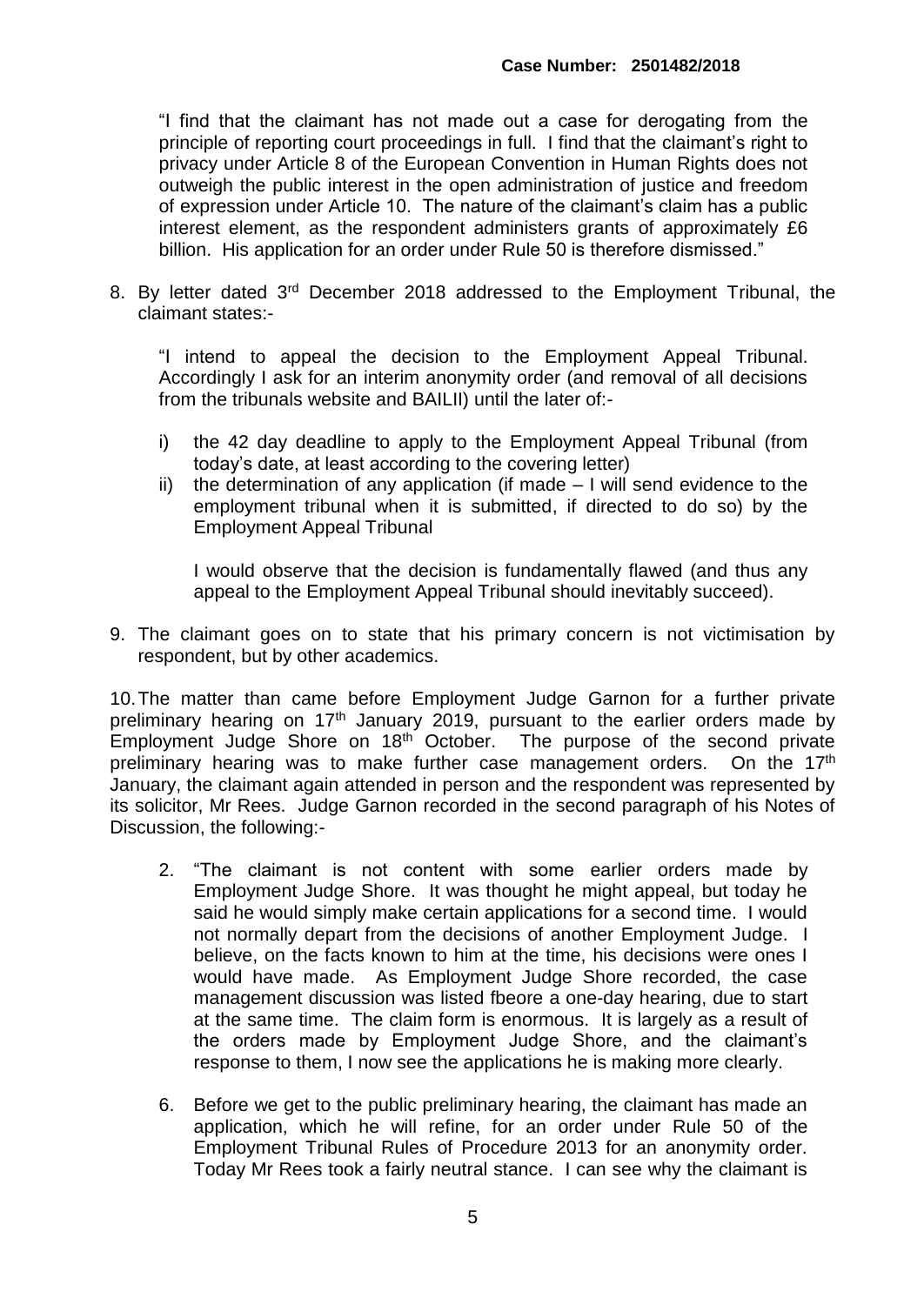"I find that the claimant has not made out a case for derogating from the principle of reporting court proceedings in full. I find that the claimant's right to privacy under Article 8 of the European Convention in Human Rights does not outweigh the public interest in the open administration of justice and freedom of expression under Article 10. The nature of the claimant's claim has a public interest element, as the respondent administers grants of approximately £6 billion. His application for an order under Rule 50 is therefore dismissed."

8. By letter dated 3rd December 2018 addressed to the Employment Tribunal, the claimant states:-

   "I intend to appeal the decision to the Employment Appeal Tribunal. Accordingly I ask for an interim anonymity order (and removal of all decisions from the tribunals website and BAILII) until the later of:-

   i) the 42 day deadline to apply to the Employment Appeal Tribunal (from today's date, at least according to the covering letter)
   ii) the determination of any application (if made – I will send evidence to the employment tribunal when it is submitted, if directed to do so) by the Employment Appeal Tribunal

   I would observe that the decision is fundamentally flawed (and thus any appeal to the Employment Appeal Tribunal should inevitably succeed).

9. The claimant goes on to state that his primary concern is not victimisation by respondent, but by other academics.

10. The matter than came before Employment Judge Garnon for a further private preliminary hearing on 17th January 2019, pursuant to the earlier orders made by Employment Judge Shore on 18th October. The purpose of the second private preliminary hearing was to make further case management orders. On the 17th January, the claimant again attended in person and the respondent was represented by its solicitor, Mr Rees. Judge Garnon recorded in the second paragraph of his Notes of Discussion, the following:-

   2. "The claimant is not content with some earlier orders made by Employment Judge Shore. It was thought he might appeal, but today he said he would simply make certain applications for a second time. I would not normally depart from the decisions of another Employment Judge. I believe, on the facts known to him at the time, his decisions were ones I would have made. As Employment Judge Shore recorded, the case management discussion was listed fbeore a one-day hearing, due to start at the same time. The claim form is enormous. It is largely as a result of the orders made by Employment Judge Shore, and the claimant's response to them, I now see the applications he is making more clearly.

   6. Before we get to the public preliminary hearing, the claimant has made an application, which he will refine, for an order under Rule 50 of the Employment Tribunal Rules of Procedure 2013 for an anonymity order. Today Mr Rees took a fairly neutral stance. I can see why the claimant is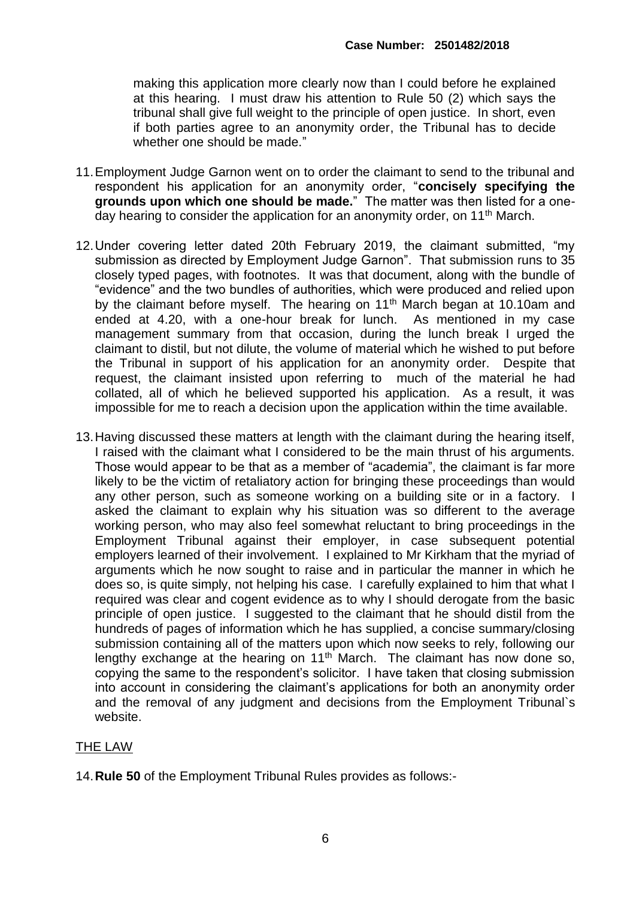making this application more clearly now than I could before he explained at this hearing. I must draw his attention to Rule 50 (2) which says the tribunal shall give full weight to the principle of open justice. In short, even if both parties agree to an anonymity order, the Tribunal has to decide whether one should be made."

11. Employment Judge Garnon went on to order the claimant to send to the tribunal and respondent his application for an anonymity order, "**concisely specifying the grounds upon which one should be made.**" The matter was then listed for a one-day hearing to consider the application for an anonymity order, on 11th March.

12. Under covering letter dated 20th February 2019, the claimant submitted, "my submission as directed by Employment Judge Garnon". That submission runs to 35 closely typed pages, with footnotes. It was that document, along with the bundle of "evidence" and the two bundles of authorities, which were produced and relied upon by the claimant before myself. The hearing on 11th March began at 10.10am and ended at 4.20, with a one-hour break for lunch. As mentioned in my case management summary from that occasion, during the lunch break I urged the claimant to distil, but not dilute, the volume of material which he wished to put before the Tribunal in support of his application for an anonymity order. Despite that request, the claimant insisted upon referring to much of the material he had collated, all of which he believed supported his application. As a result, it was impossible for me to reach a decision upon the application within the time available.

13. Having discussed these matters at length with the claimant during the hearing itself, I raised with the claimant what I considered to be the main thrust of his arguments. Those would appear to be that as a member of "academia", the claimant is far more likely to be the victim of retaliatory action for bringing these proceedings than would any other person, such as someone working on a building site or in a factory. I asked the claimant to explain why his situation was so different to the average working person, who may also feel somewhat reluctant to bring proceedings in the Employment Tribunal against their employer, in case subsequent potential employers learned of their involvement. I explained to Mr Kirkham that the myriad of arguments which he now sought to raise and in particular the manner in which he does so, is quite simply, not helping his case. I carefully explained to him that what I required was clear and cogent evidence as to why I should derogate from the basic principle of open justice. I suggested to the claimant that he should distil from the hundreds of pages of information which he has supplied, a concise summary/closing submission containing all of the matters upon which now seeks to rely, following our lengthy exchange at the hearing on 11th March. The claimant has now done so, copying the same to the respondent's solicitor. I have taken that closing submission into account in considering the claimant's applications for both an anonymity order and the removal of any judgment and decisions from the Employment Tribunal`s website.

## THE LAW

14. **Rule 50** of the Employment Tribunal Rules provides as follows:-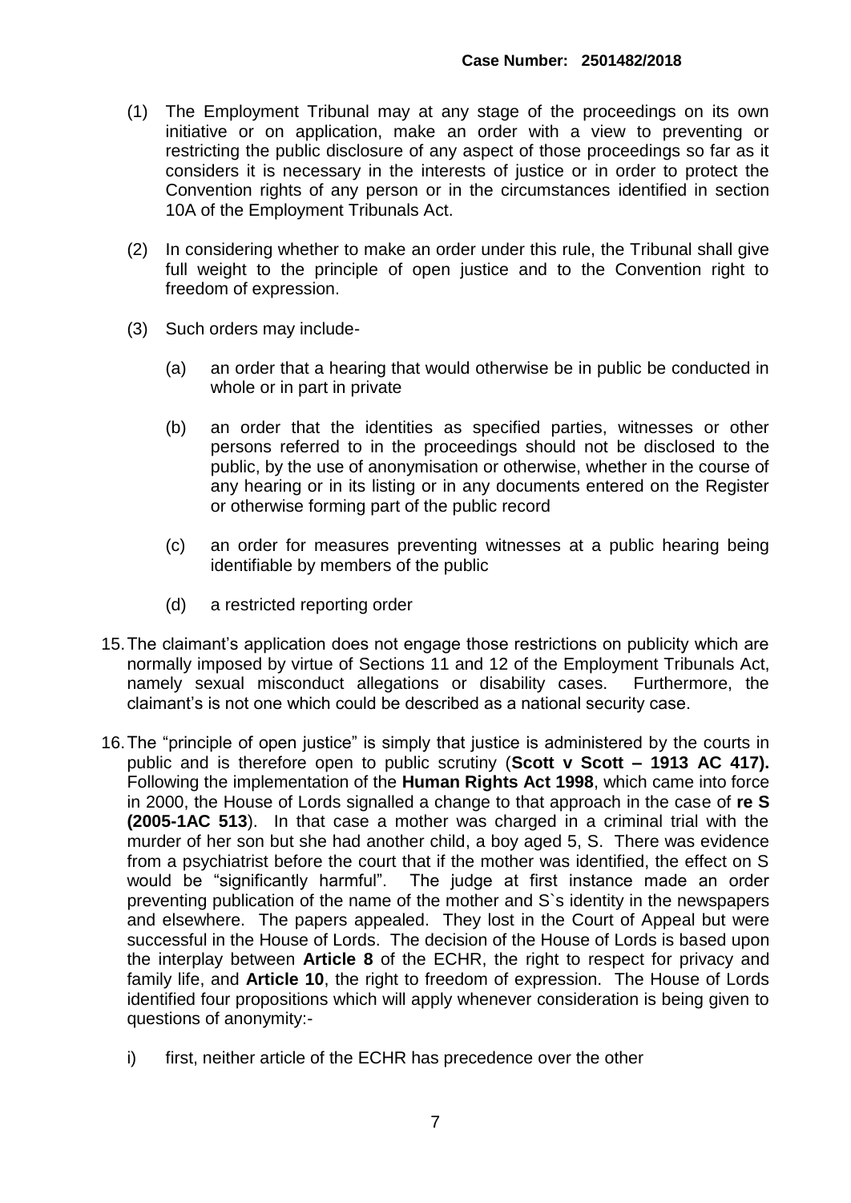(1) The Employment Tribunal may at any stage of the proceedings on its own initiative or on application, make an order with a view to preventing or restricting the public disclosure of any aspect of those proceedings so far as it considers it is necessary in the interests of justice or in order to protect the Convention rights of any person or in the circumstances identified in section 10A of the Employment Tribunals Act.

(2) In considering whether to make an order under this rule, the Tribunal shall give full weight to the principle of open justice and to the Convention right to freedom of expression.

(3) Such orders may include-

(a) an order that a hearing that would otherwise be in public be conducted in whole or in part in private

(b) an order that the identities as specified parties, witnesses or other persons referred to in the proceedings should not be disclosed to the public, by the use of anonymisation or otherwise, whether in the course of any hearing or in its listing or in any documents entered on the Register or otherwise forming part of the public record

(c) an order for measures preventing witnesses at a public hearing being identifiable by members of the public

(d) a restricted reporting order

15. The claimant's application does not engage those restrictions on publicity which are normally imposed by virtue of Sections 11 and 12 of the Employment Tribunals Act, namely sexual misconduct allegations or disability cases. Furthermore, the claimant's is not one which could be described as a national security case.

16. The "principle of open justice" is simply that justice is administered by the courts in public and is therefore open to public scrutiny (**Scott v Scott – 1913 AC 417).** Following the implementation of the **Human Rights Act 1998**, which came into force in 2000, the House of Lords signalled a change to that approach in the case of **re S (2005-1AC 513**). In that case a mother was charged in a criminal trial with the murder of her son but she had another child, a boy aged 5, S. There was evidence from a psychiatrist before the court that if the mother was identified, the effect on S would be "significantly harmful". The judge at first instance made an order preventing publication of the name of the mother and S`s identity in the newspapers and elsewhere. The papers appealed. They lost in the Court of Appeal but were successful in the House of Lords. The decision of the House of Lords is based upon the interplay between **Article 8** of the ECHR, the right to respect for privacy and family life, and **Article 10**, the right to freedom of expression. The House of Lords identified four propositions which will apply whenever consideration is being given to questions of anonymity:-

i) first, neither article of the ECHR has precedence over the other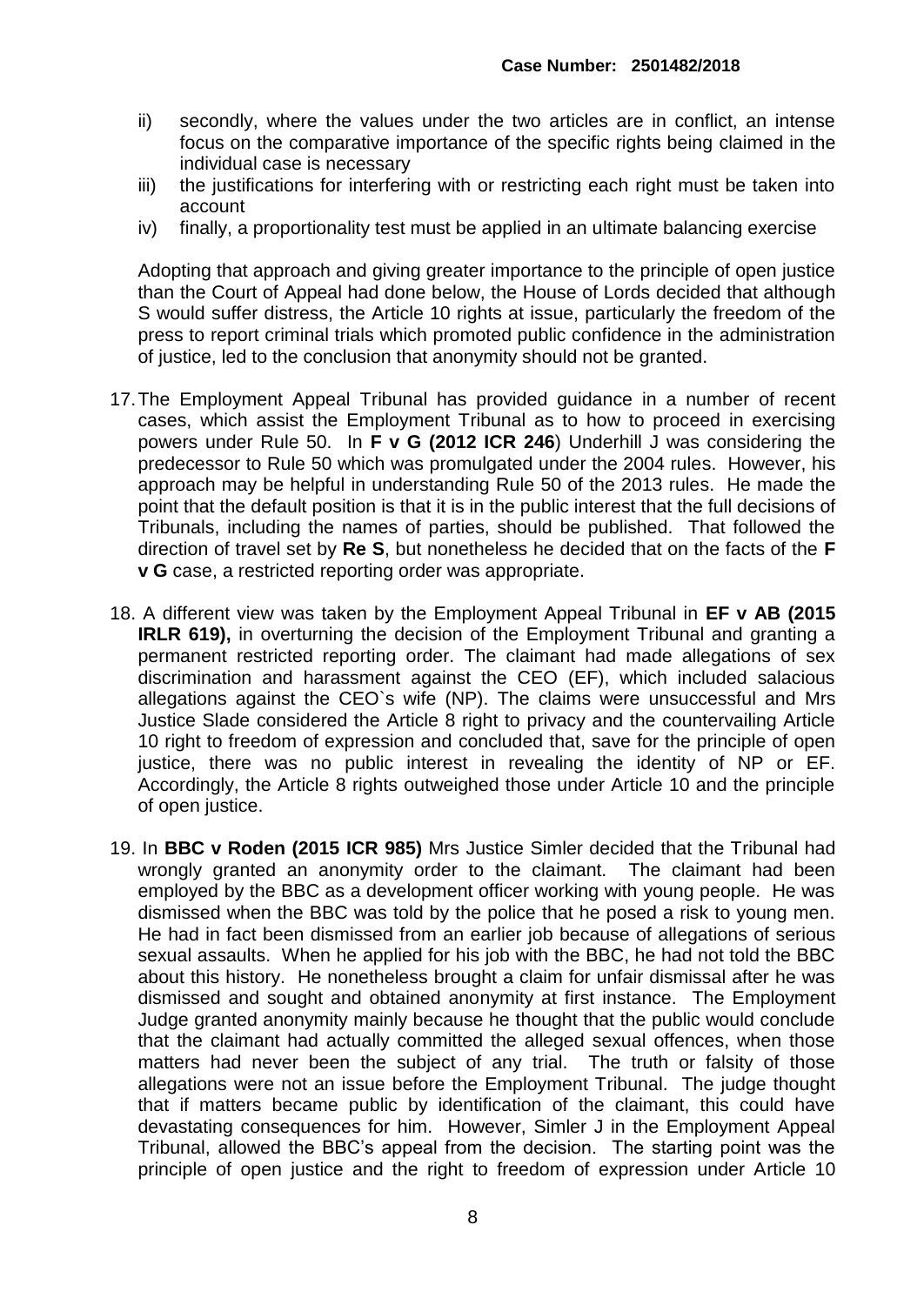ii) secondly, where the values under the two articles are in conflict, an intense focus on the comparative importance of the specific rights being claimed in the individual case is necessary

iii) the justifications for interfering with or restricting each right must be taken into account

iv) finally, a proportionality test must be applied in an ultimate balancing exercise

Adopting that approach and giving greater importance to the principle of open justice than the Court of Appeal had done below, the House of Lords decided that although S would suffer distress, the Article 10 rights at issue, particularly the freedom of the press to report criminal trials which promoted public confidence in the administration of justice, led to the conclusion that anonymity should not be granted.

17. The Employment Appeal Tribunal has provided guidance in a number of recent cases, which assist the Employment Tribunal as to how to proceed in exercising powers under Rule 50. In **F v G (2012 ICR 246**) Underhill J was considering the predecessor to Rule 50 which was promulgated under the 2004 rules. However, his approach may be helpful in understanding Rule 50 of the 2013 rules. He made the point that the default position is that it is in the public interest that the full decisions of Tribunals, including the names of parties, should be published. That followed the direction of travel set by **Re S**, but nonetheless he decided that on the facts of the **F v G** case, a restricted reporting order was appropriate.

18. A different view was taken by the Employment Appeal Tribunal in **EF v AB (2015 IRLR 619),** in overturning the decision of the Employment Tribunal and granting a permanent restricted reporting order. The claimant had made allegations of sex discrimination and harassment against the CEO (EF), which included salacious allegations against the CEO`s wife (NP). The claims were unsuccessful and Mrs Justice Slade considered the Article 8 right to privacy and the countervailing Article 10 right to freedom of expression and concluded that, save for the principle of open justice, there was no public interest in revealing the identity of NP or EF. Accordingly, the Article 8 rights outweighed those under Article 10 and the principle of open justice.

19. In **BBC v Roden (2015 ICR 985)** Mrs Justice Simler decided that the Tribunal had wrongly granted an anonymity order to the claimant. The claimant had been employed by the BBC as a development officer working with young people. He was dismissed when the BBC was told by the police that he posed a risk to young men. He had in fact been dismissed from an earlier job because of allegations of serious sexual assaults. When he applied for his job with the BBC, he had not told the BBC about this history. He nonetheless brought a claim for unfair dismissal after he was dismissed and sought and obtained anonymity at first instance. The Employment Judge granted anonymity mainly because he thought that the public would conclude that the claimant had actually committed the alleged sexual offences, when those matters had never been the subject of any trial. The truth or falsity of those allegations were not an issue before the Employment Tribunal. The judge thought that if matters became public by identification of the claimant, this could have devastating consequences for him. However, Simler J in the Employment Appeal Tribunal, allowed the BBC's appeal from the decision. The starting point was the principle of open justice and the right to freedom of expression under Article 10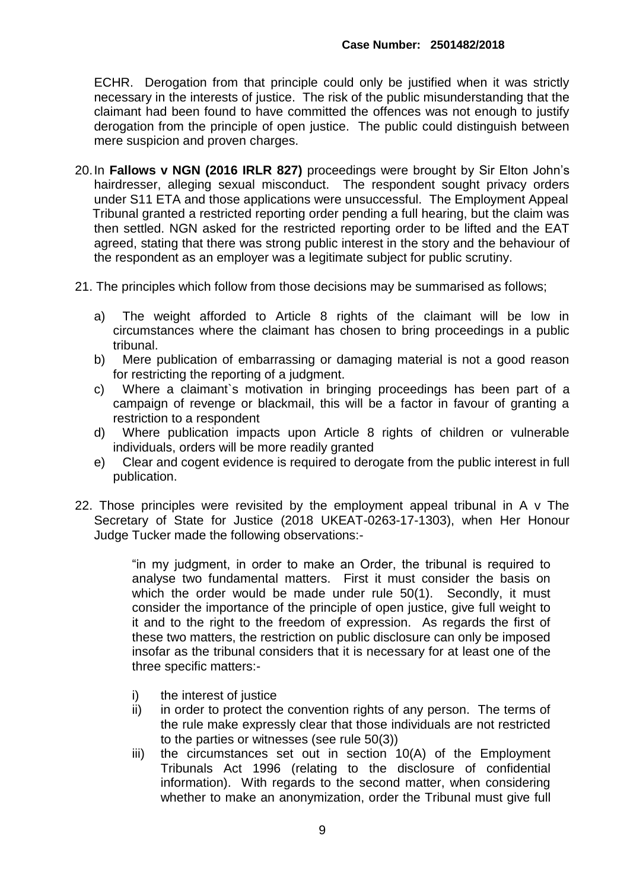ECHR. Derogation from that principle could only be justified when it was strictly necessary in the interests of justice. The risk of the public misunderstanding that the claimant had been found to have committed the offences was not enough to justify derogation from the principle of open justice. The public could distinguish between mere suspicion and proven charges.

20. In **Fallows v NGN (2016 IRLR 827)** proceedings were brought by Sir Elton John's hairdresser, alleging sexual misconduct. The respondent sought privacy orders under S11 ETA and those applications were unsuccessful. The Employment Appeal Tribunal granted a restricted reporting order pending a full hearing, but the claim was then settled. NGN asked for the restricted reporting order to be lifted and the EAT agreed, stating that there was strong public interest in the story and the behaviour of the respondent as an employer was a legitimate subject for public scrutiny.

21. The principles which follow from those decisions may be summarised as follows;

   a) The weight afforded to Article 8 rights of the claimant will be low in circumstances where the claimant has chosen to bring proceedings in a public tribunal.
   b) Mere publication of embarrassing or damaging material is not a good reason for restricting the reporting of a judgment.
   c) Where a claimant`s motivation in bringing proceedings has been part of a campaign of revenge or blackmail, this will be a factor in favour of granting a restriction to a respondent
   d) Where publication impacts upon Article 8 rights of children or vulnerable individuals, orders will be more readily granted
   e) Clear and cogent evidence is required to derogate from the public interest in full publication.

22. Those principles were revisited by the employment appeal tribunal in A v The Secretary of State for Justice (2018 UKEAT-0263-17-1303), when Her Honour Judge Tucker made the following observations:-

> "in my judgment, in order to make an Order, the tribunal is required to analyse two fundamental matters. First it must consider the basis on which the order would be made under rule 50(1). Secondly, it must consider the importance of the principle of open justice, give full weight to it and to the right to the freedom of expression. As regards the first of these two matters, the restriction on public disclosure can only be imposed insofar as the tribunal considers that it is necessary for at least one of the three specific matters:-
>
> i) the interest of justice
> ii) in order to protect the convention rights of any person. The terms of the rule make expressly clear that those individuals are not restricted to the parties or witnesses (see rule 50(3))
> iii) the circumstances set out in section 10(A) of the Employment Tribunals Act 1996 (relating to the disclosure of confidential information). With regards to the second matter, when considering whether to make an anonymization, order the Tribunal must give full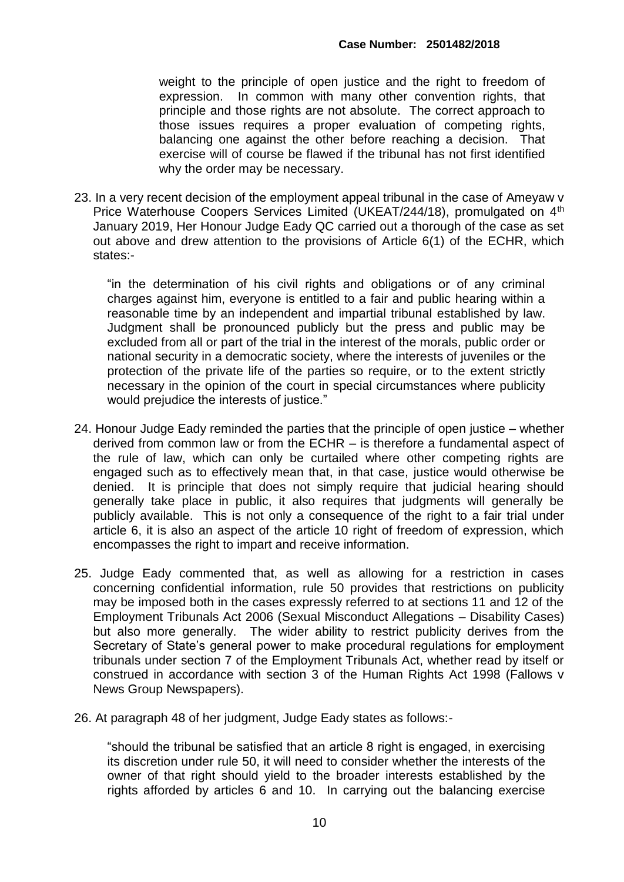weight to the principle of open justice and the right to freedom of expression. In common with many other convention rights, that principle and those rights are not absolute. The correct approach to those issues requires a proper evaluation of competing rights, balancing one against the other before reaching a decision. That exercise will of course be flawed if the tribunal has not first identified why the order may be necessary.

23. In a very recent decision of the employment appeal tribunal in the case of Ameyaw v Price Waterhouse Coopers Services Limited (UKEAT/244/18), promulgated on 4th January 2019, Her Honour Judge Eady QC carried out a thorough of the case as set out above and drew attention to the provisions of Article 6(1) of the ECHR, which states:-

   "in the determination of his civil rights and obligations or of any criminal charges against him, everyone is entitled to a fair and public hearing within a reasonable time by an independent and impartial tribunal established by law. Judgment shall be pronounced publicly but the press and public may be excluded from all or part of the trial in the interest of the morals, public order or national security in a democratic society, where the interests of juveniles or the protection of the private life of the parties so require, or to the extent strictly necessary in the opinion of the court in special circumstances where publicity would prejudice the interests of justice."

24. Honour Judge Eady reminded the parties that the principle of open justice – whether derived from common law or from the ECHR – is therefore a fundamental aspect of the rule of law, which can only be curtailed where other competing rights are engaged such as to effectively mean that, in that case, justice would otherwise be denied. It is principle that does not simply require that judicial hearing should generally take place in public, it also requires that judgments will generally be publicly available. This is not only a consequence of the right to a fair trial under article 6, it is also an aspect of the article 10 right of freedom of expression, which encompasses the right to impart and receive information.

25. Judge Eady commented that, as well as allowing for a restriction in cases concerning confidential information, rule 50 provides that restrictions on publicity may be imposed both in the cases expressly referred to at sections 11 and 12 of the Employment Tribunals Act 2006 (Sexual Misconduct Allegations – Disability Cases) but also more generally. The wider ability to restrict publicity derives from the Secretary of State's general power to make procedural regulations for employment tribunals under section 7 of the Employment Tribunals Act, whether read by itself or construed in accordance with section 3 of the Human Rights Act 1998 (Fallows v News Group Newspapers).

26. At paragraph 48 of her judgment, Judge Eady states as follows:-

   "should the tribunal be satisfied that an article 8 right is engaged, in exercising its discretion under rule 50, it will need to consider whether the interests of the owner of that right should yield to the broader interests established by the rights afforded by articles 6 and 10. In carrying out the balancing exercise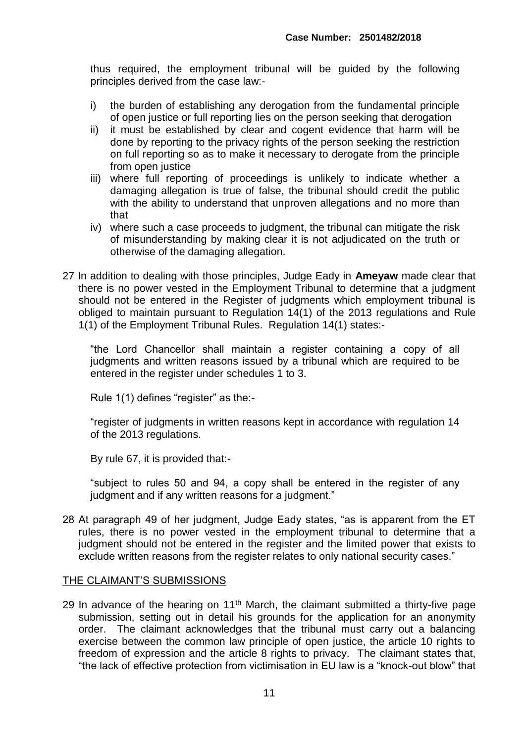thus required, the employment tribunal will be guided by the following principles derived from the case law:-

i) the burden of establishing any derogation from the fundamental principle of open justice or full reporting lies on the person seeking that derogation
ii) it must be established by clear and cogent evidence that harm will be done by reporting to the privacy rights of the person seeking the restriction on full reporting so as to make it necessary to derogate from the principle from open justice
iii) where full reporting of proceedings is unlikely to indicate whether a damaging allegation is true of false, the tribunal should credit the public with the ability to understand that unproven allegations and no more than that
iv) where such a case proceeds to judgment, the tribunal can mitigate the risk of misunderstanding by making clear it is not adjudicated on the truth or otherwise of the damaging allegation.

27 In addition to dealing with those principles, Judge Eady in **Ameyaw** made clear that there is no power vested in the Employment Tribunal to determine that a judgment should not be entered in the Register of judgments which employment tribunal is obliged to maintain pursuant to Regulation 14(1) of the 2013 regulations and Rule 1(1) of the Employment Tribunal Rules. Regulation 14(1) states:-

"the Lord Chancellor shall maintain a register containing a copy of all judgments and written reasons issued by a tribunal which are required to be entered in the register under schedules 1 to 3.

Rule 1(1) defines "register" as the:-

"register of judgments in written reasons kept in accordance with regulation 14 of the 2013 regulations.

By rule 67, it is provided that:-

"subject to rules 50 and 94, a copy shall be entered in the register of any judgment and if any written reasons for a judgment."

28 At paragraph 49 of her judgment, Judge Eady states, "as is apparent from the ET rules, there is no power vested in the employment tribunal to determine that a judgment should not be entered in the register and the limited power that exists to exclude written reasons from the register relates to only national security cases."

## THE CLAIMANT'S SUBMISSIONS

29 In advance of the hearing on 11th March, the claimant submitted a thirty-five page submission, setting out in detail his grounds for the application for an anonymity order. The claimant acknowledges that the tribunal must carry out a balancing exercise between the common law principle of open justice, the article 10 rights to freedom of expression and the article 8 rights to privacy. The claimant states that, "the lack of effective protection from victimisation in EU law is a "knock-out blow" that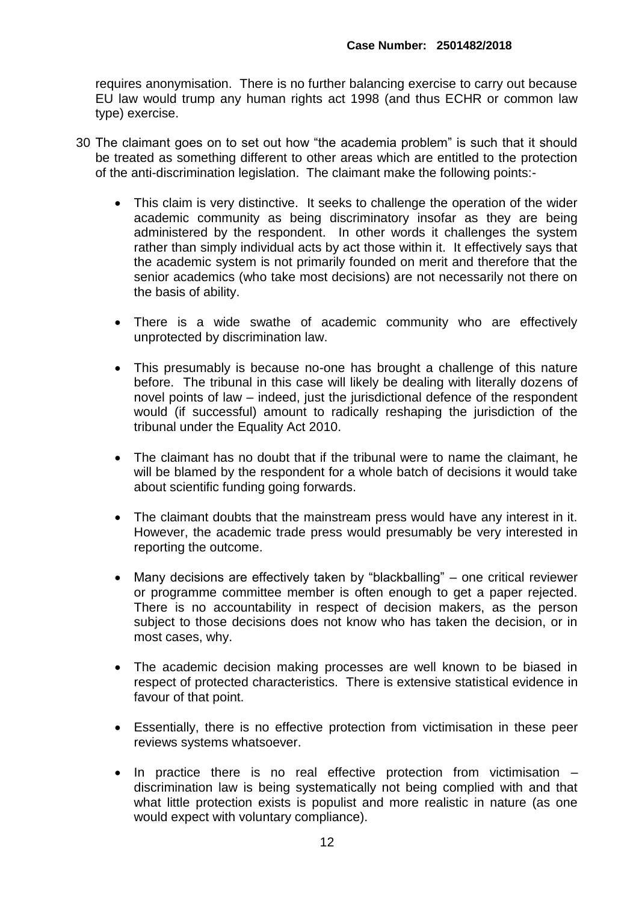requires anonymisation. There is no further balancing exercise to carry out because EU law would trump any human rights act 1998 (and thus ECHR or common law type) exercise.

30 The claimant goes on to set out how "the academia problem" is such that it should be treated as something different to other areas which are entitled to the protection of the anti-discrimination legislation. The claimant make the following points:-

- This claim is very distinctive. It seeks to challenge the operation of the wider academic community as being discriminatory insofar as they are being administered by the respondent. In other words it challenges the system rather than simply individual acts by act those within it. It effectively says that the academic system is not primarily founded on merit and therefore that the senior academics (who take most decisions) are not necessarily not there on the basis of ability.

- There is a wide swathe of academic community who are effectively unprotected by discrimination law.

- This presumably is because no-one has brought a challenge of this nature before. The tribunal in this case will likely be dealing with literally dozens of novel points of law – indeed, just the jurisdictional defence of the respondent would (if successful) amount to radically reshaping the jurisdiction of the tribunal under the Equality Act 2010.

- The claimant has no doubt that if the tribunal were to name the claimant, he will be blamed by the respondent for a whole batch of decisions it would take about scientific funding going forwards.

- The claimant doubts that the mainstream press would have any interest in it. However, the academic trade press would presumably be very interested in reporting the outcome.

- Many decisions are effectively taken by "blackballing" – one critical reviewer or programme committee member is often enough to get a paper rejected. There is no accountability in respect of decision makers, as the person subject to those decisions does not know who has taken the decision, or in most cases, why.

- The academic decision making processes are well known to be biased in respect of protected characteristics. There is extensive statistical evidence in favour of that point.

- Essentially, there is no effective protection from victimisation in these peer reviews systems whatsoever.

- In practice there is no real effective protection from victimisation – discrimination law is being systematically not being complied with and that what little protection exists is populist and more realistic in nature (as one would expect with voluntary compliance).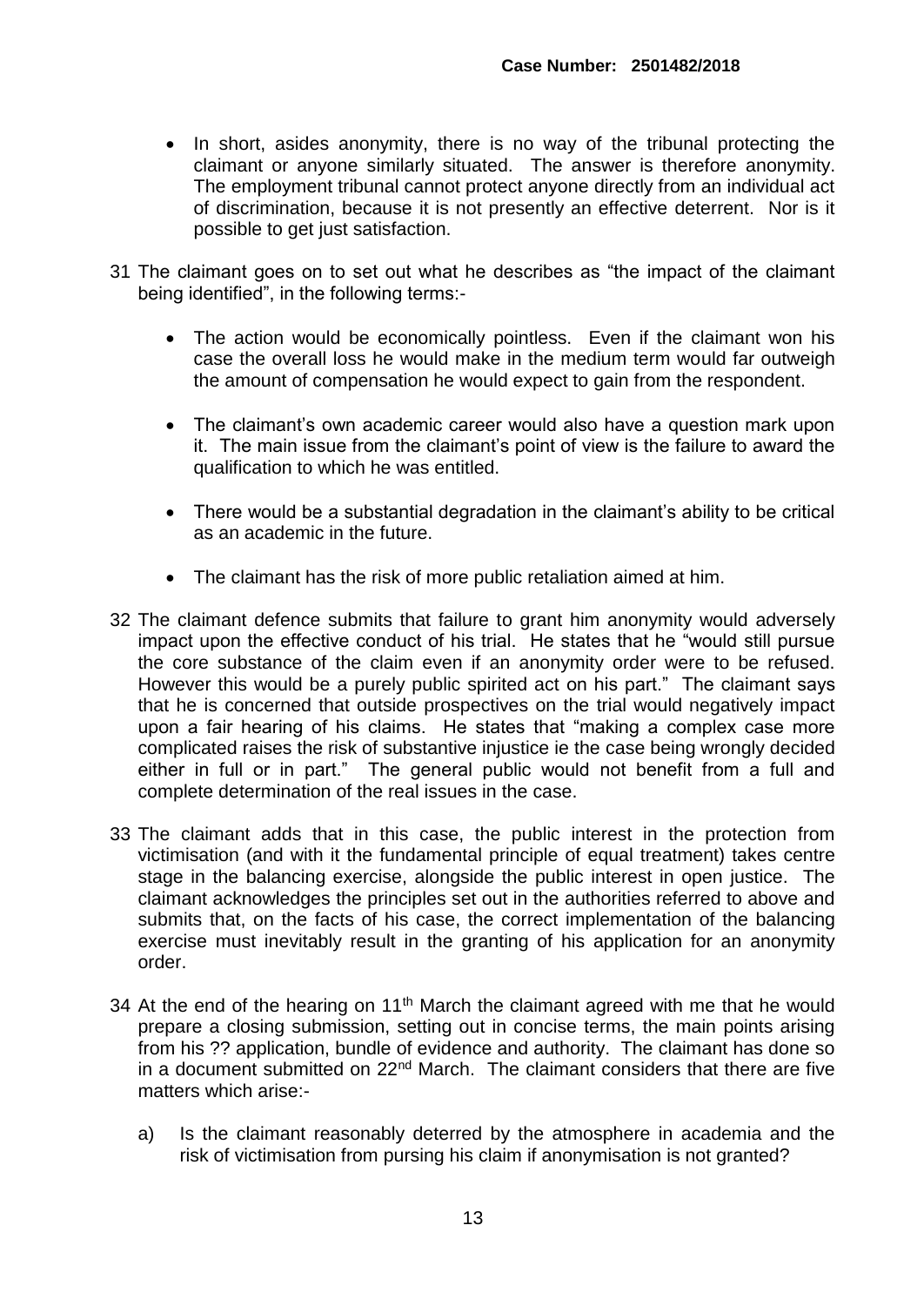- In short, asides anonymity, there is no way of the tribunal protecting the claimant or anyone similarly situated. The answer is therefore anonymity. The employment tribunal cannot protect anyone directly from an individual act of discrimination, because it is not presently an effective deterrent. Nor is it possible to get just satisfaction.

31 The claimant goes on to set out what he describes as "the impact of the claimant being identified", in the following terms:-

- The action would be economically pointless. Even if the claimant won his case the overall loss he would make in the medium term would far outweigh the amount of compensation he would expect to gain from the respondent.

- The claimant's own academic career would also have a question mark upon it. The main issue from the claimant's point of view is the failure to award the qualification to which he was entitled.

- There would be a substantial degradation in the claimant's ability to be critical as an academic in the future.

- The claimant has the risk of more public retaliation aimed at him.

32 The claimant defence submits that failure to grant him anonymity would adversely impact upon the effective conduct of his trial. He states that he "would still pursue the core substance of the claim even if an anonymity order were to be refused. However this would be a purely public spirited act on his part." The claimant says that he is concerned that outside prospectives on the trial would negatively impact upon a fair hearing of his claims. He states that "making a complex case more complicated raises the risk of substantive injustice ie the case being wrongly decided either in full or in part." The general public would not benefit from a full and complete determination of the real issues in the case.

33 The claimant adds that in this case, the public interest in the protection from victimisation (and with it the fundamental principle of equal treatment) takes centre stage in the balancing exercise, alongside the public interest in open justice. The claimant acknowledges the principles set out in the authorities referred to above and submits that, on the facts of his case, the correct implementation of the balancing exercise must inevitably result in the granting of his application for an anonymity order.

34 At the end of the hearing on 11th March the claimant agreed with me that he would prepare a closing submission, setting out in concise terms, the main points arising from his ?? application, bundle of evidence and authority. The claimant has done so in a document submitted on 22nd March. The claimant considers that there are five matters which arise:-

a) Is the claimant reasonably deterred by the atmosphere in academia and the risk of victimisation from pursing his claim if anonymisation is not granted?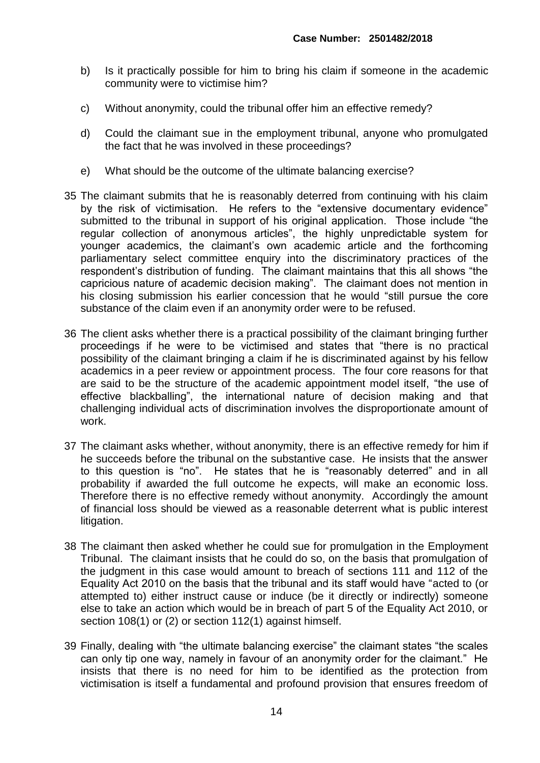b) Is it practically possible for him to bring his claim if someone in the academic community were to victimise him?

c) Without anonymity, could the tribunal offer him an effective remedy?

d) Could the claimant sue in the employment tribunal, anyone who promulgated the fact that he was involved in these proceedings?

e) What should be the outcome of the ultimate balancing exercise?

35 The claimant submits that he is reasonably deterred from continuing with his claim by the risk of victimisation. He refers to the "extensive documentary evidence" submitted to the tribunal in support of his original application. Those include "the regular collection of anonymous articles", the highly unpredictable system for younger academics, the claimant's own academic article and the forthcoming parliamentary select committee enquiry into the discriminatory practices of the respondent's distribution of funding. The claimant maintains that this all shows "the capricious nature of academic decision making". The claimant does not mention in his closing submission his earlier concession that he would "still pursue the core substance of the claim even if an anonymity order were to be refused.

36 The client asks whether there is a practical possibility of the claimant bringing further proceedings if he were to be victimised and states that "there is no practical possibility of the claimant bringing a claim if he is discriminated against by his fellow academics in a peer review or appointment process. The four core reasons for that are said to be the structure of the academic appointment model itself, "the use of effective blackballing", the international nature of decision making and that challenging individual acts of discrimination involves the disproportionate amount of work.

37 The claimant asks whether, without anonymity, there is an effective remedy for him if he succeeds before the tribunal on the substantive case. He insists that the answer to this question is "no". He states that he is "reasonably deterred" and in all probability if awarded the full outcome he expects, will make an economic loss. Therefore there is no effective remedy without anonymity. Accordingly the amount of financial loss should be viewed as a reasonable deterrent what is public interest litigation.

38 The claimant then asked whether he could sue for promulgation in the Employment Tribunal. The claimant insists that he could do so, on the basis that promulgation of the judgment in this case would amount to breach of sections 111 and 112 of the Equality Act 2010 on the basis that the tribunal and its staff would have "acted to (or attempted to) either instruct cause or induce (be it directly or indirectly) someone else to take an action which would be in breach of part 5 of the Equality Act 2010, or section 108(1) or (2) or section 112(1) against himself.

39 Finally, dealing with "the ultimate balancing exercise" the claimant states "the scales can only tip one way, namely in favour of an anonymity order for the claimant." He insists that there is no need for him to be identified as the protection from victimisation is itself a fundamental and profound provision that ensures freedom of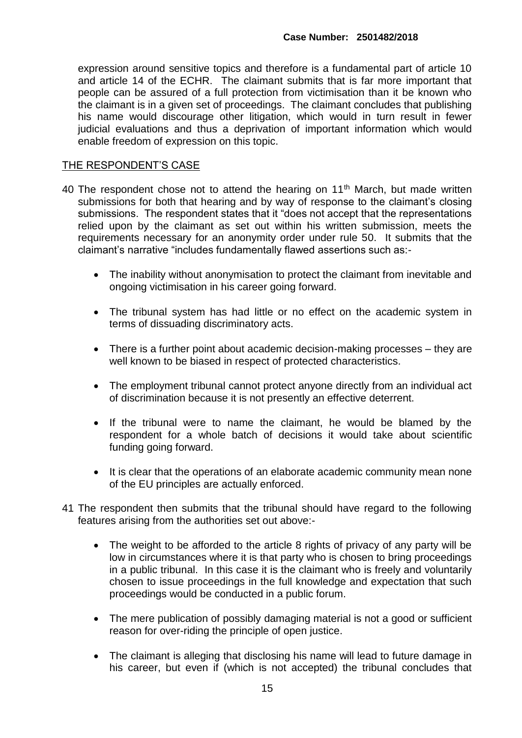expression around sensitive topics and therefore is a fundamental part of article 10 and article 14 of the ECHR. The claimant submits that is far more important that people can be assured of a full protection from victimisation than it be known who the claimant is in a given set of proceedings. The claimant concludes that publishing his name would discourage other litigation, which would in turn result in fewer judicial evaluations and thus a deprivation of important information which would enable freedom of expression on this topic.

## THE RESPONDENT'S CASE

40 The respondent chose not to attend the hearing on 11th March, but made written submissions for both that hearing and by way of response to the claimant's closing submissions. The respondent states that it "does not accept that the representations relied upon by the claimant as set out within his written submission, meets the requirements necessary for an anonymity order under rule 50. It submits that the claimant's narrative "includes fundamentally flawed assertions such as:-

- The inability without anonymisation to protect the claimant from inevitable and ongoing victimisation in his career going forward.
- The tribunal system has had little or no effect on the academic system in terms of dissuading discriminatory acts.
- There is a further point about academic decision-making processes – they are well known to be biased in respect of protected characteristics.
- The employment tribunal cannot protect anyone directly from an individual act of discrimination because it is not presently an effective deterrent.
- If the tribunal were to name the claimant, he would be blamed by the respondent for a whole batch of decisions it would take about scientific funding going forward.
- It is clear that the operations of an elaborate academic community mean none of the EU principles are actually enforced.

41 The respondent then submits that the tribunal should have regard to the following features arising from the authorities set out above:-

- The weight to be afforded to the article 8 rights of privacy of any party will be low in circumstances where it is that party who is chosen to bring proceedings in a public tribunal. In this case it is the claimant who is freely and voluntarily chosen to issue proceedings in the full knowledge and expectation that such proceedings would be conducted in a public forum.
- The mere publication of possibly damaging material is not a good or sufficient reason for over-riding the principle of open justice.
- The claimant is alleging that disclosing his name will lead to future damage in his career, but even if (which is not accepted) the tribunal concludes that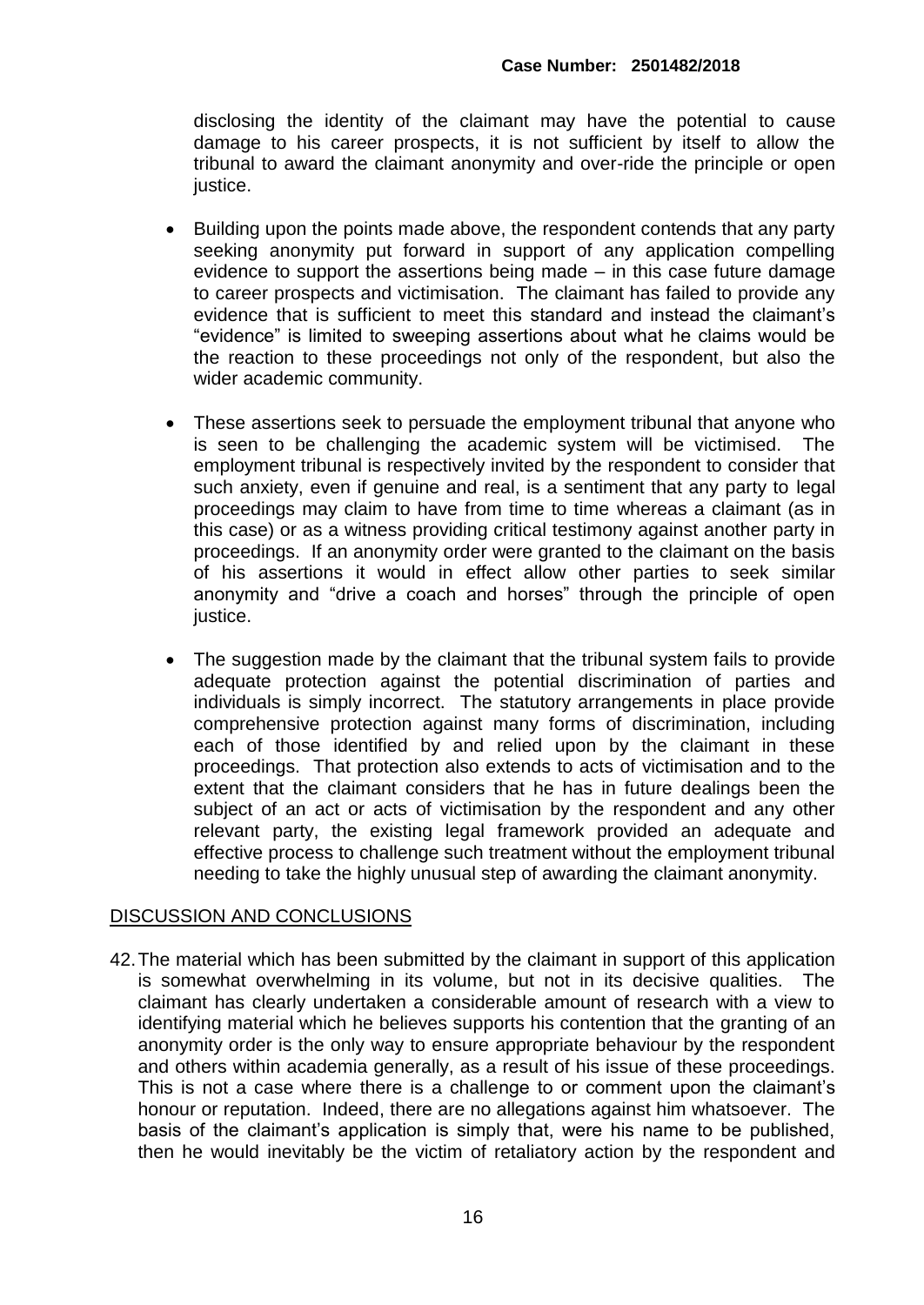disclosing the identity of the claimant may have the potential to cause damage to his career prospects, it is not sufficient by itself to allow the tribunal to award the claimant anonymity and over-ride the principle or open justice.

- Building upon the points made above, the respondent contends that any party seeking anonymity put forward in support of any application compelling evidence to support the assertions being made – in this case future damage to career prospects and victimisation. The claimant has failed to provide any evidence that is sufficient to meet this standard and instead the claimant's "evidence" is limited to sweeping assertions about what he claims would be the reaction to these proceedings not only of the respondent, but also the wider academic community.

- These assertions seek to persuade the employment tribunal that anyone who is seen to be challenging the academic system will be victimised. The employment tribunal is respectively invited by the respondent to consider that such anxiety, even if genuine and real, is a sentiment that any party to legal proceedings may claim to have from time to time whereas a claimant (as in this case) or as a witness providing critical testimony against another party in proceedings. If an anonymity order were granted to the claimant on the basis of his assertions it would in effect allow other parties to seek similar anonymity and "drive a coach and horses" through the principle of open justice.

- The suggestion made by the claimant that the tribunal system fails to provide adequate protection against the potential discrimination of parties and individuals is simply incorrect. The statutory arrangements in place provide comprehensive protection against many forms of discrimination, including each of those identified by and relied upon by the claimant in these proceedings. That protection also extends to acts of victimisation and to the extent that the claimant considers that he has in future dealings been the subject of an act or acts of victimisation by the respondent and any other relevant party, the existing legal framework provided an adequate and effective process to challenge such treatment without the employment tribunal needing to take the highly unusual step of awarding the claimant anonymity.

## DISCUSSION AND CONCLUSIONS

42. The material which has been submitted by the claimant in support of this application is somewhat overwhelming in its volume, but not in its decisive qualities. The claimant has clearly undertaken a considerable amount of research with a view to identifying material which he believes supports his contention that the granting of an anonymity order is the only way to ensure appropriate behaviour by the respondent and others within academia generally, as a result of his issue of these proceedings. This is not a case where there is a challenge to or comment upon the claimant's honour or reputation. Indeed, there are no allegations against him whatsoever. The basis of the claimant's application is simply that, were his name to be published, then he would inevitably be the victim of retaliatory action by the respondent and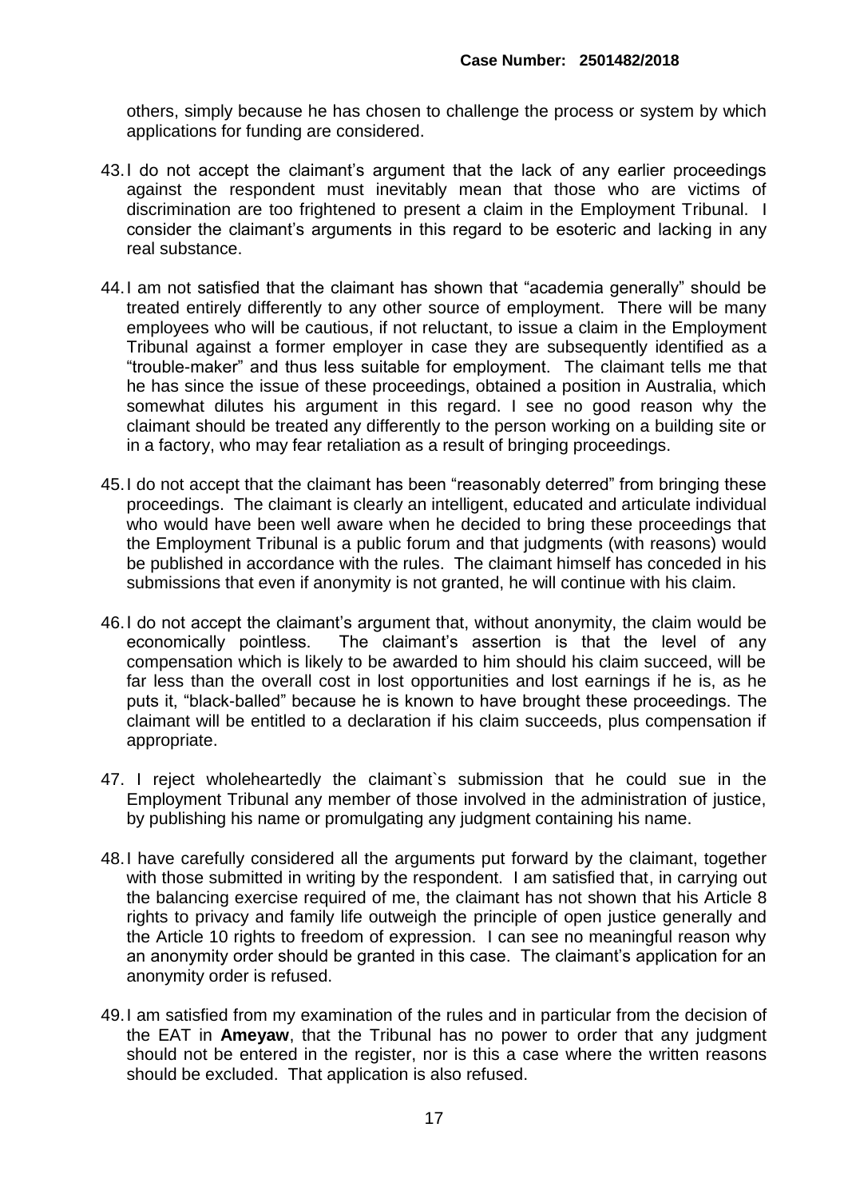others, simply because he has chosen to challenge the process or system by which applications for funding are considered.

43. I do not accept the claimant's argument that the lack of any earlier proceedings against the respondent must inevitably mean that those who are victims of discrimination are too frightened to present a claim in the Employment Tribunal. I consider the claimant's arguments in this regard to be esoteric and lacking in any real substance.

44. I am not satisfied that the claimant has shown that "academia generally" should be treated entirely differently to any other source of employment. There will be many employees who will be cautious, if not reluctant, to issue a claim in the Employment Tribunal against a former employer in case they are subsequently identified as a "trouble-maker" and thus less suitable for employment. The claimant tells me that he has since the issue of these proceedings, obtained a position in Australia, which somewhat dilutes his argument in this regard. I see no good reason why the claimant should be treated any differently to the person working on a building site or in a factory, who may fear retaliation as a result of bringing proceedings.

45. I do not accept that the claimant has been "reasonably deterred" from bringing these proceedings. The claimant is clearly an intelligent, educated and articulate individual who would have been well aware when he decided to bring these proceedings that the Employment Tribunal is a public forum and that judgments (with reasons) would be published in accordance with the rules. The claimant himself has conceded in his submissions that even if anonymity is not granted, he will continue with his claim.

46. I do not accept the claimant's argument that, without anonymity, the claim would be economically pointless. The claimant's assertion is that the level of any compensation which is likely to be awarded to him should his claim succeed, will be far less than the overall cost in lost opportunities and lost earnings if he is, as he puts it, "black-balled" because he is known to have brought these proceedings. The claimant will be entitled to a declaration if his claim succeeds, plus compensation if appropriate.

47. I reject wholeheartedly the claimant`s submission that he could sue in the Employment Tribunal any member of those involved in the administration of justice, by publishing his name or promulgating any judgment containing his name.

48. I have carefully considered all the arguments put forward by the claimant, together with those submitted in writing by the respondent. I am satisfied that, in carrying out the balancing exercise required of me, the claimant has not shown that his Article 8 rights to privacy and family life outweigh the principle of open justice generally and the Article 10 rights to freedom of expression. I can see no meaningful reason why an anonymity order should be granted in this case. The claimant's application for an anonymity order is refused.

49. I am satisfied from my examination of the rules and in particular from the decision of the EAT in **Ameyaw**, that the Tribunal has no power to order that any judgment should not be entered in the register, nor is this a case where the written reasons should be excluded. That application is also refused.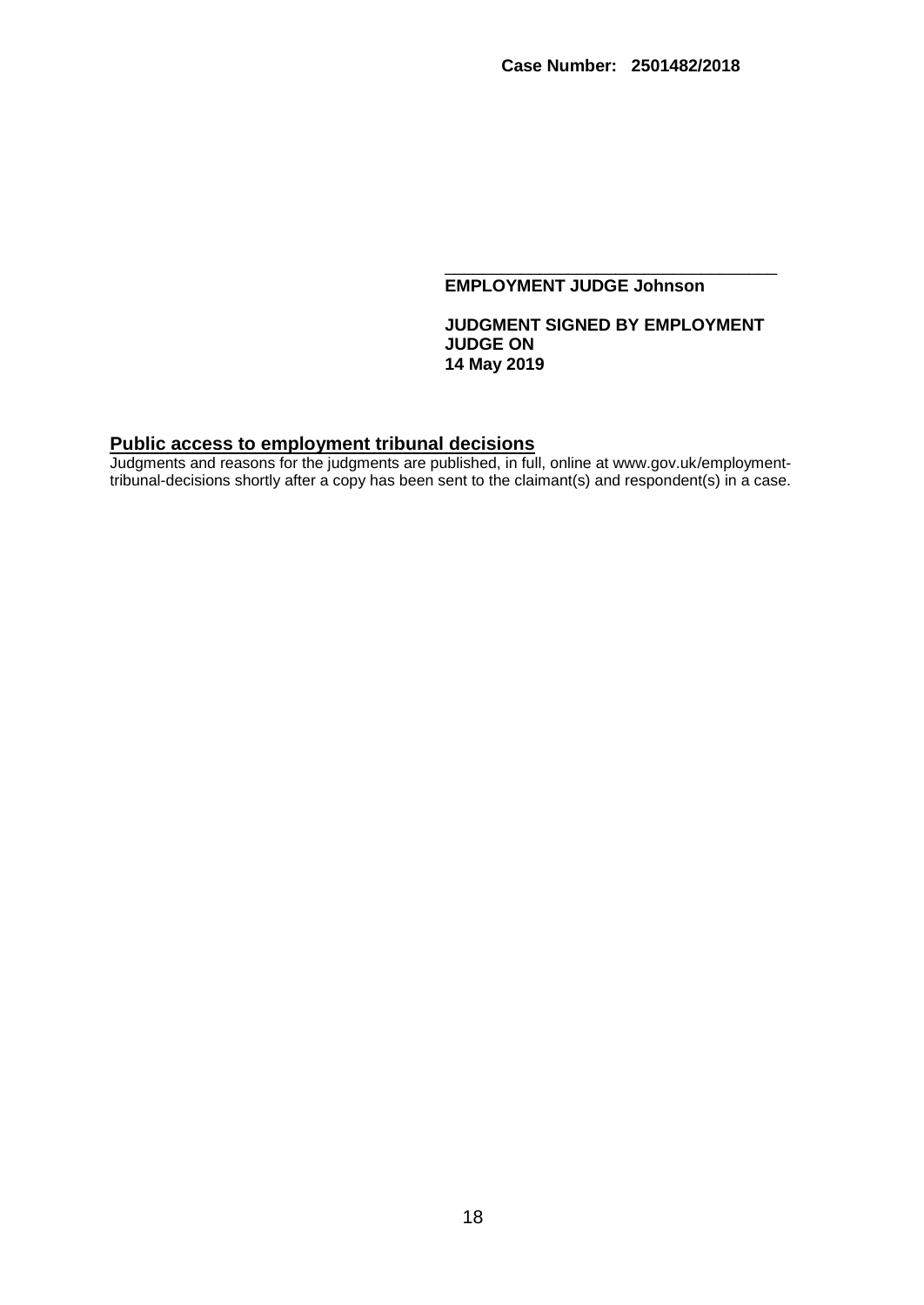_____________________________________
**EMPLOYMENT JUDGE Johnson**

**JUDGMENT SIGNED BY EMPLOYMENT JUDGE ON**
**14 May 2019**

## Public access to employment tribunal decisions

Judgments and reasons for the judgments are published, in full, online at www.gov.uk/employment-tribunal-decisions shortly after a copy has been sent to the claimant(s) and respondent(s) in a case.